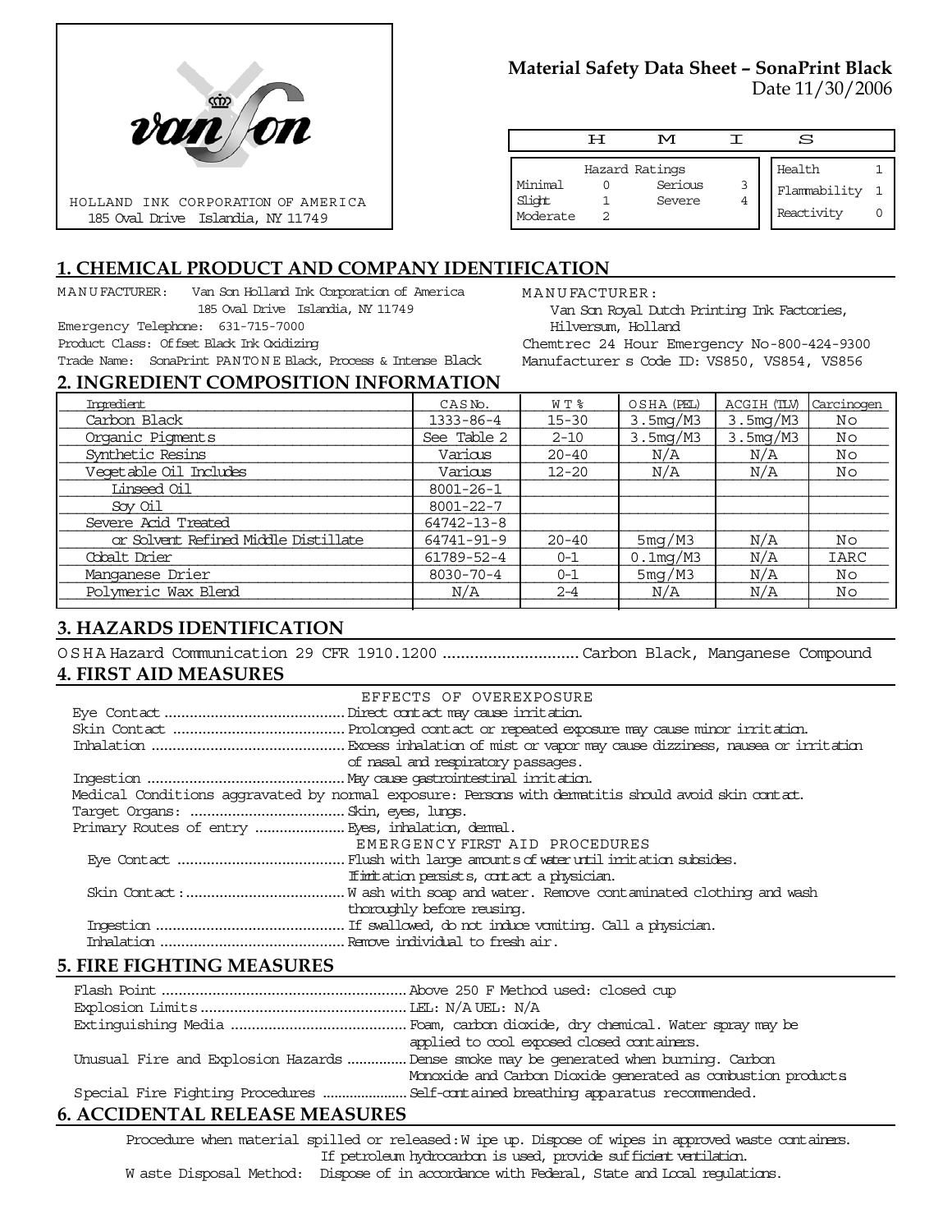HOLLAND INK CORPORATION OF AMERICA
185 Oval Drive Islandia, NY 11749

**Material Safety Data Sheet – SonaPrint Black**
Date 11/30/2006

| H | M | I | S |
|---|---|---|---|

| Hazard Ratings | | | |
|---|---|---|---|
| Minimal | 0 | Serious | 3 |
| Slight | 1 | Severe | 4 |
| Moderate | 2 | | |

| | |
|---|---|
| Health | 1 |
| Flammability | 1 |
| Reactivity | 0 |

## 1. CHEMICAL PRODUCT AND COMPANY IDENTIFICATION

MANUFACTURER: Van Son Holland Ink Corporation of America
185 Oval Drive Islandia, NY 11749
Emergency Telephone: 631-715-7000
Product Class: Offset Black Ink Oxidizing
Trade Name: SonaPrint PANTONE Black, Process & Intense Black

MANUFACTURER:
Van Son Royal Dutch Printing Ink Factories,
Hilversum, Holland
Chemtrec 24 Hour Emergency No-800-424-9300
Manufacturer s Code ID: VS850, VS854, VS856

## 2. INGREDIENT COMPOSITION INFORMATION

| Ingredient | CAS No. | WT% | OSHA (PEL) | ACGIH (TLV) | Carcinogen |
|---|---|---|---|---|---|
| Carbon Black | 1333-86-4 | 15-30 | 3.5mg/M3 | 3.5mg/M3 | No |
| Organic Pigments | See Table 2 | 2-10 | 3.5mg/M3 | 3.5mg/M3 | No |
| Synthetic Resins | Various | 20-40 | N/A | N/A | No |
| Vegetable Oil Includes | Various | 12-20 | N/A | N/A | No |
| Linseed Oil | 8001-26-1 | | | | |
| Soy Oil | 8001-22-7 | | | | |
| Severe Acid Treated | 64742-13-8 | | | | |
| or Solvent Refined Middle Distillate | 64741-91-9 | 20-40 | 5mg/M3 | N/A | No |
| Cobalt Drier | 61789-52-4 | 0-1 | 0.1mg/M3 | N/A | IARC |
| Manganese Drier | 8030-70-4 | 0-1 | 5mg/M3 | N/A | No |
| Polymeric Wax Blend | N/A | 2-4 | N/A | N/A | No |

## 3. HAZARDS IDENTIFICATION

OSHA Hazard Communication 29 CFR 1910.1200 .............................. Carbon Black, Manganese Compound

## 4. FIRST AID MEASURES

EFFECTS OF OVEREXPOSURE

Eye Contact .......................................... Direct contact may cause irritation.
Skin Contact ......................................... Prolonged contact or repeated exposure may cause minor irritation.
Inhalation ............................................. Excess inhalation of mist or vapor may cause dizziness, nausea or irritation of nasal and respiratory passages.
Ingestion .............................................. May cause gastrointestinal irritation.
Medical Conditions aggravated by normal exposure: Persons with dermatitis should avoid skin contact.
Target Organs: ..................................... Skin, eyes, lungs.
Primary Routes of entry ..................... Eyes, inhalation, dermal.

EMERGENCY FIRST AID PROCEDURES

Eye Contact ....................................... Flush with large amounts of water until irritation subsides. If irritation persists, contact a physician.
Skin Contact:..................................... Wash with soap and water. Remove contaminated clothing and wash thoroughly before reusing.
Ingestion ............................................ If swallowed, do not induce vomiting. Call a physician.
Inhalation ........................................... Remove individual to fresh air.

## 5. FIRE FIGHTING MEASURES

Flash Point .......................................................... Above 250 F Method used: closed cup
Explosion Limits ................................................ LEL: N/A UEL: N/A
Extinguishing Media .......................................... Foam, carbon dioxide, dry chemical. Water spray may be applied to cool exposed closed containers.
Unusual Fire and Explosion Hazards ............... Dense smoke may be generated when burning. Carbon Monoxide and Carbon Dioxide generated as combustion products
Special Fire Fighting Procedures ..................... Self-contained breathing apparatus recommended.

## 6. ACCIDENTAL RELEASE MEASURES

Procedure when material spilled or released: Wipe up. Dispose of wipes in approved waste containers. If petroleum hydrocarbon is used, provide sufficient ventilation.
Waste Disposal Method: Dispose of in accordance with Federal, State and Local regulations.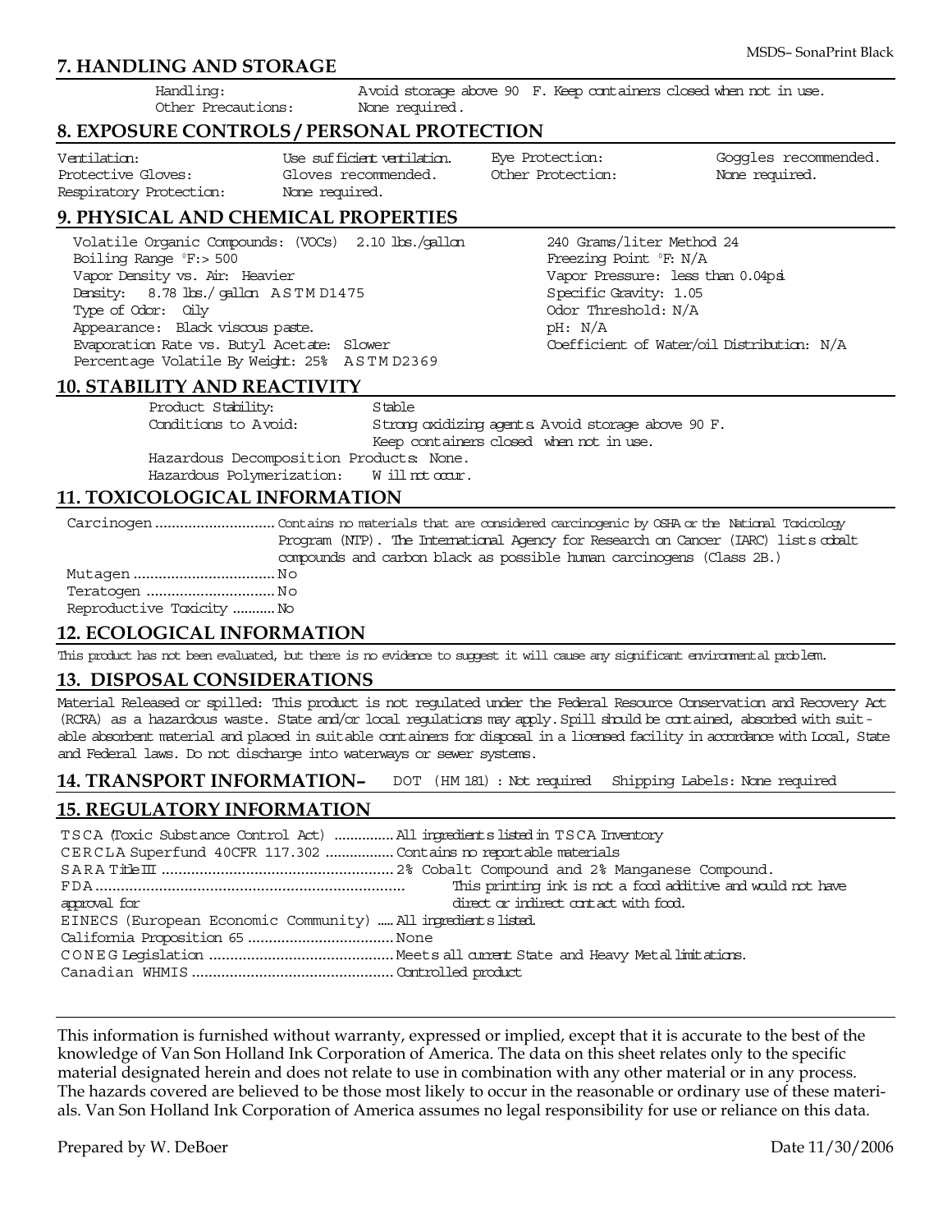## 7. HANDLING AND STORAGE

Handling: Avoid storage above 90 F. Keep containers closed when not in use.
Other Precautions: None required.

## 8. EXPOSURE CONTROLS / PERSONAL PROTECTION

| | | | |
|---|---|---|---|
| Ventilation: | Use sufficient ventilation. | Eye Protection: | Goggles recommended. |
| Protective Gloves: | Gloves recommended. | Other Protection: | None required. |
| Respiratory Protection: | None required. | | |

## 9. PHYSICAL AND CHEMICAL PROPERTIES

Volatile Organic Compounds: (VOCs) 2.10 lbs./gallon
Boiling Range °F:> 500
Vapor Density vs. Air: Heavier
Density: 8.78 lbs./gallon ASTM D1475
Type of Odor: Oily
Appearance: Black viscous paste.
Evaporation Rate vs. Butyl Acetate: Slower
Percentage Volatile By Weight: 25% ASTM D2369

240 Grams/liter Method 24
Freezing Point °F: N/A
Vapor Pressure: less than 0.04psi
Specific Gravity: 1.05
Odor Threshold: N/A
pH: N/A
Coefficient of Water/oil Distribution: N/A

## 10. STABILITY AND REACTIVITY

Product Stability: Stable
Conditions to Avoid: Strong oxidizing agents. Avoid storage above 90 F. Keep containers closed when not in use.
Hazardous Decomposition Products: None.
Hazardous Polymerization: Will not occur.

## 11. TOXICOLOGICAL INFORMATION

Carcinogen ............................ Contains no materials that are considered carcinogenic by OSHA or the National Toxicology Program (NTP). The International Agency for Research on Cancer (IARC) lists cobalt compounds and carbon black as possible human carcinogens (Class 2B.)
Mutagen ................................. No
Teratogen ............................... No
Reproductive Toxicity ........... No

## 12. ECOLOGICAL INFORMATION

This product has not been evaluated, but there is no evidence to suggest it will cause any significant environmental problem.

## 13. DISPOSAL CONSIDERATIONS

Material Released or spilled: This product is not regulated under the Federal Resource Conservation and Recovery Act (RCRA) as a hazardous waste. State and/or local regulations may apply. Spill should be contained, absorbed with suitable absorbent material and placed in suitable containers for disposal in a licensed facility in accordance with Local, State and Federal laws. Do not discharge into waterways or sewer systems.

## 14. TRANSPORT INFORMATION– DOT (HM 181) : Not required Shipping Labels: None required

## 15. REGULATORY INFORMATION

TSCA (Toxic Substance Control Act) .............. All ingredients listed in TSCA Inventory
CERCLA Superfund 40CFR 117.302 ................ Contains no reportable materials
SARA Title III ....................................................... 2% Cobalt Compound and 2% Manganese Compound.
FDA ......................................................................... This printing ink is not a food additive and would not have approval for direct or indirect contact with food.
EINECS (European Economic Community) ..... All ingredients listed.
California Proposition 65 .................................. None
CONEG Legislation ........................................... Meets all current State and Heavy Metal limitations.
Canadian WHMIS ............................................... Controlled product

---

This information is furnished without warranty, expressed or implied, except that it is accurate to the best of the knowledge of Van Son Holland Ink Corporation of America. The data on this sheet relates only to the specific material designated herein and does not relate to use in combination with any other material or in any process. The hazards covered are believed to be those most likely to occur in the reasonable or ordinary use of these materials. Van Son Holland Ink Corporation of America assumes no legal responsibility for use or reliance on this data.

Prepared by W. DeBoer

Date 11/30/2006